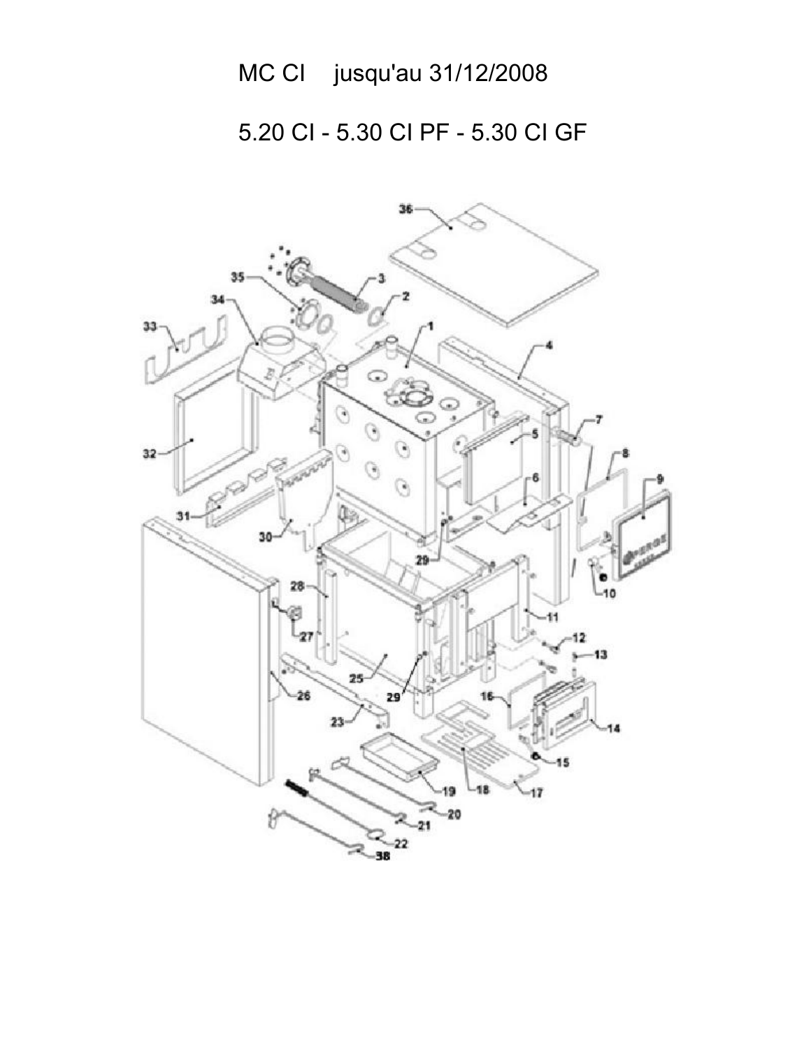# MC CI jusqu'au 31/12/2008

## 5.20 CI - 5.30 CI PF - 5.30 CI GF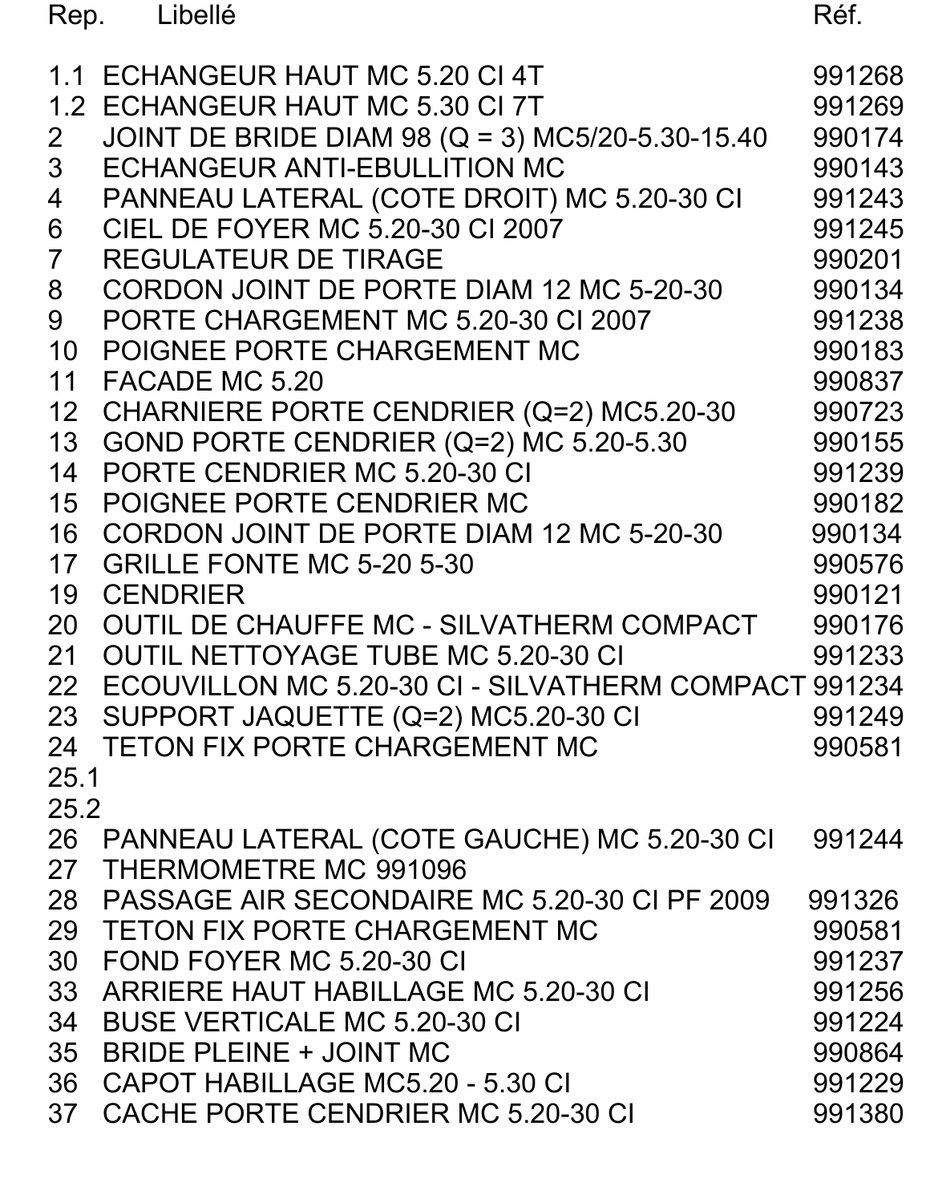| Rep. | Libellé | Réf. |
|---|---|---|
| 1.1 | ECHANGEUR HAUT MC 5.20 CI 4T | 991268 |
| 1.2 | ECHANGEUR HAUT MC 5.30 CI 7T | 991269 |
| 2 | JOINT DE BRIDE DIAM 98 (Q = 3) MC5/20-5.30-15.40 | 990174 |
| 3 | ECHANGEUR ANTI-EBULLITION MC | 990143 |
| 4 | PANNEAU LATERAL (COTE DROIT) MC 5.20-30 CI | 991243 |
| 6 | CIEL DE FOYER MC 5.20-30 CI 2007 | 991245 |
| 7 | REGULATEUR DE TIRAGE | 990201 |
| 8 | CORDON JOINT DE PORTE DIAM 12 MC 5-20-30 | 990134 |
| 9 | PORTE CHARGEMENT MC 5.20-30 CI 2007 | 991238 |
| 10 | POIGNEE PORTE CHARGEMENT MC | 990183 |
| 11 | FACADE MC 5.20 | 990837 |
| 12 | CHARNIERE PORTE CENDRIER (Q=2) MC5.20-30 | 990723 |
| 13 | GOND PORTE CENDRIER (Q=2) MC 5.20-5.30 | 990155 |
| 14 | PORTE CENDRIER MC 5.20-30 CI | 991239 |
| 15 | POIGNEE PORTE CENDRIER MC | 990182 |
| 16 | CORDON JOINT DE PORTE DIAM 12 MC 5-20-30 | 990134 |
| 17 | GRILLE FONTE MC 5-20 5-30 | 990576 |
| 19 | CENDRIER | 990121 |
| 20 | OUTIL DE CHAUFFE MC - SILVATHERM COMPACT | 990176 |
| 21 | OUTIL NETTOYAGE TUBE MC 5.20-30 CI | 991233 |
| 22 | ECOUVILLON MC 5.20-30 CI - SILVATHERM COMPACT | 991234 |
| 23 | SUPPORT JAQUETTE (Q=2) MC5.20-30 CI | 991249 |
| 24 | TETON FIX PORTE CHARGEMENT MC | 990581 |
| 25.1 | | |
| 25.2 | | |
| 26 | PANNEAU LATERAL (COTE GAUCHE) MC 5.20-30 CI | 991244 |
| 27 | THERMOMETRE MC 991096 | |
| 28 | PASSAGE AIR SECONDAIRE MC 5.20-30 CI PF 2009 | 991326 |
| 29 | TETON FIX PORTE CHARGEMENT MC | 990581 |
| 30 | FOND FOYER MC 5.20-30 CI | 991237 |
| 33 | ARRIERE HAUT HABILLAGE MC 5.20-30 CI | 991256 |
| 34 | BUSE VERTICALE MC 5.20-30 CI | 991224 |
| 35 | BRIDE PLEINE + JOINT MC | 990864 |
| 36 | CAPOT HABILLAGE MC5.20 - 5.30 CI | 991229 |
| 37 | CACHE PORTE CENDRIER MC 5.20-30 CI | 991380 |